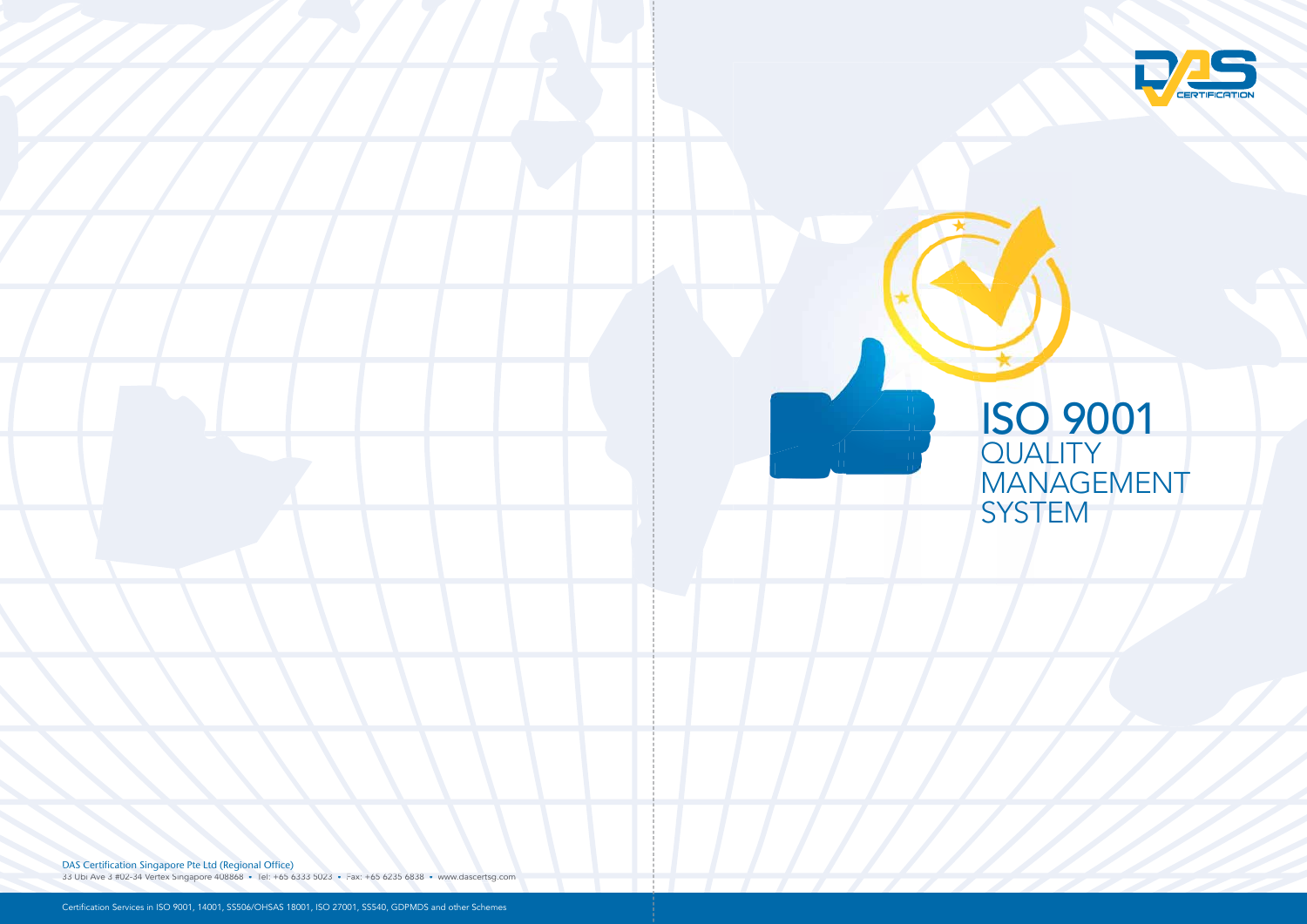# ISO 9001

## QUALITY MANAGEMENT SYSTEM

DAS Certification Singapore Pte Ltd (Regional Office)

33 Ubi Ave 3 #02-34 Vertex Singapore 408868 • Tel: +65 6333 5023 • Fax: +65 6235 6838 • www.dascertsg.com

Certification Services in ISO 9001, 14001, SS506/OHSAS 18001, ISO 27001, SS540, GDPMDS and other Schemes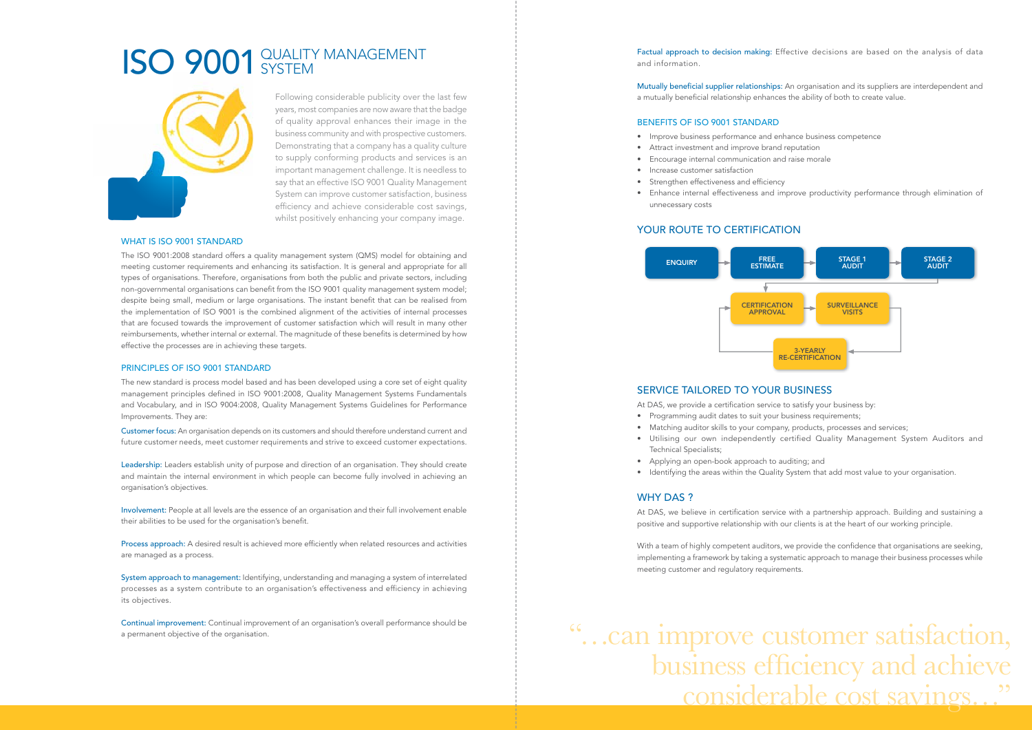# ISO 9001 QUALITY MANAGEMENT SYSTEM

Following considerable publicity over the last few years, most companies are now aware that the badge of quality approval enhances their image in the business community and with prospective customers. Demonstrating that a company has a quality culture to supply conforming products and services is an important management challenge. It is needless to say that an effective ISO 9001 Quality Management System can improve customer satisfaction, business efficiency and achieve considerable cost savings, whilst positively enhancing your company image.

## WHAT IS ISO 9001 STANDARD

The ISO 9001:2008 standard offers a quality management system (QMS) model for obtaining and meeting customer requirements and enhancing its satisfaction. It is general and appropriate for all types of organisations. Therefore, organisations from both the public and private sectors, including non-governmental organisations can benefit from the ISO 9001 quality management system model; despite being small, medium or large organisations. The instant benefit that can be realised from the implementation of ISO 9001 is the combined alignment of the activities of internal processes that are focused towards the improvement of customer satisfaction which will result in many other reimbursements, whether internal or external. The magnitude of these benefits is determined by how effective the processes are in achieving these targets.

## PRINCIPLES OF ISO 9001 STANDARD

The new standard is process model based and has been developed using a core set of eight quality management principles defined in ISO 9001:2008, Quality Management Systems Fundamentals and Vocabulary, and in ISO 9004:2008, Quality Management Systems Guidelines for Performance Improvements. They are:

**Customer focus:** An organisation depends on its customers and should therefore understand current and future customer needs, meet customer requirements and strive to exceed customer expectations.

**Leadership:** Leaders establish unity of purpose and direction of an organisation. They should create and maintain the internal environment in which people can become fully involved in achieving an organisation's objectives.

**Involvement:** People at all levels are the essence of an organisation and their full involvement enable their abilities to be used for the organisation's benefit.

**Process approach:** A desired result is achieved more efficiently when related resources and activities are managed as a process.

**System approach to management:** Identifying, understanding and managing a system of interrelated processes as a system contribute to an organisation's effectiveness and efficiency in achieving its objectives.

**Continual improvement:** Continual improvement of an organisation's overall performance should be a permanent objective of the organisation.

**Factual approach to decision making:** Effective decisions are based on the analysis of data and information.

**Mutually beneficial supplier relationships:** An organisation and its suppliers are interdependent and a mutually beneficial relationship enhances the ability of both to create value.

## BENEFITS OF ISO 9001 STANDARD

- Improve business performance and enhance business competence
- Attract investment and improve brand reputation
- Encourage internal communication and raise morale
- Increase customer satisfaction
- Strengthen effectiveness and efficiency
- Enhance internal effectiveness and improve productivity performance through elimination of unnecessary costs

## YOUR ROUTE TO CERTIFICATION

ENQUIRY → FREE ESTIMATE → STAGE 1 AUDIT → STAGE 2 AUDIT

CERTIFICATION APPROVAL → SURVEILLANCE VISITS

3-YEARLY RE-CERTIFICATION

## SERVICE TAILORED TO YOUR BUSINESS

At DAS, we provide a certification service to satisfy your business by:

- Programming audit dates to suit your business requirements;
- Matching auditor skills to your company, products, processes and services;
- Utilising our own independently certified Quality Management System Auditors and Technical Specialists;
- Applying an open-book approach to auditing; and
- Identifying the areas within the Quality System that add most value to your organisation.

## WHY DAS ?

At DAS, we believe in certification service with a partnership approach. Building and sustaining a positive and supportive relationship with our clients is at the heart of our working principle.

With a team of highly competent auditors, we provide the confidence that organisations are seeking, implementing a framework by taking a systematic approach to manage their business processes while meeting customer and regulatory requirements.

"...can improve customer satisfaction, business efficiency and achieve considerable cost savings..."